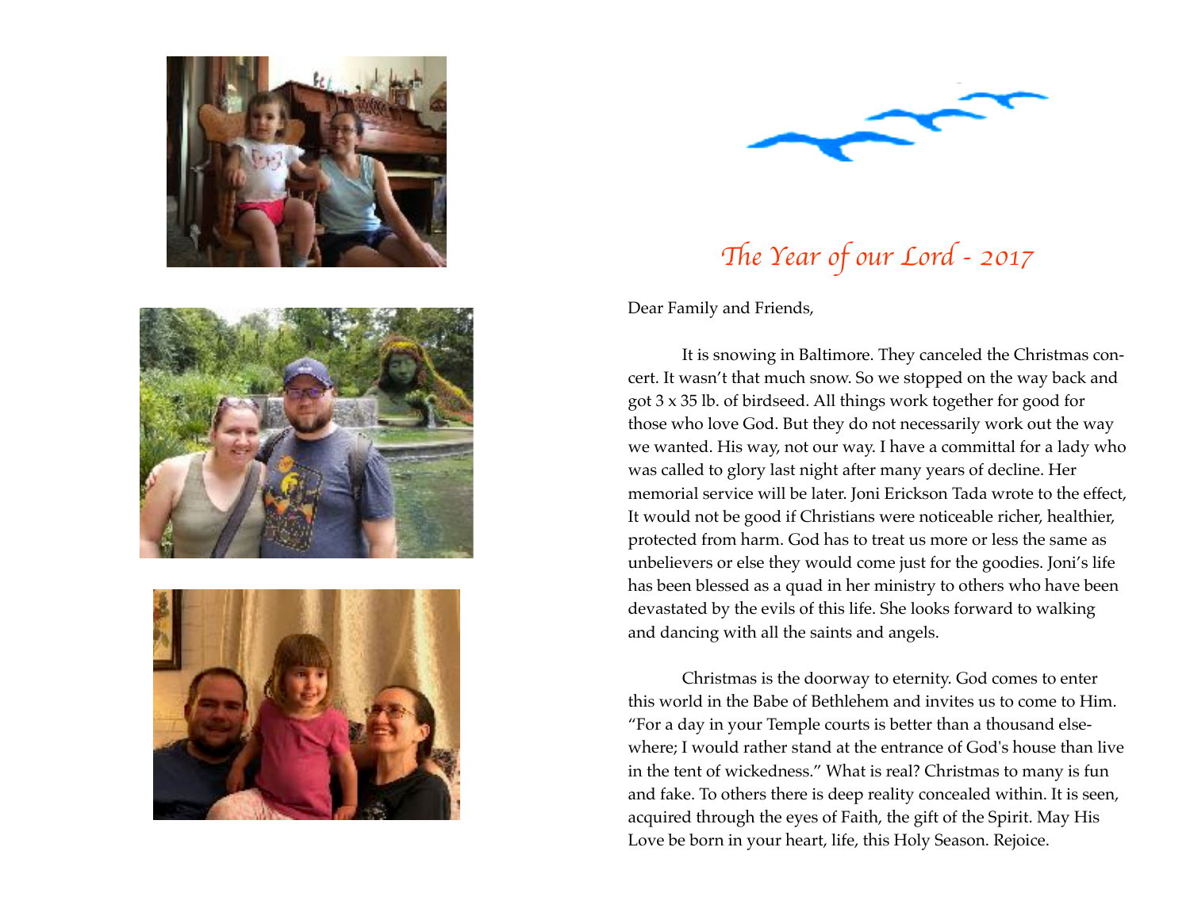# *The Year of our Lord - 2017*

Dear Family and Friends,

It is snowing in Baltimore. They canceled the Christmas concert. It wasn't that much snow. So we stopped on the way back and got 3 x 35 lb. of birdseed. All things work together for good for those who love God. But they do not necessarily work out the way we wanted. His way, not our way. I have a committal for a lady who was called to glory last night after many years of decline. Her memorial service will be later. Joni Erickson Tada wrote to the effect, It would not be good if Christians were noticeable richer, healthier, protected from harm. God has to treat us more or less the same as unbelievers or else they would come just for the goodies. Joni's life has been blessed as a quad in her ministry to others who have been devastated by the evils of this life. She looks forward to walking and dancing with all the saints and angels.

Christmas is the doorway to eternity. God comes to enter this world in the Babe of Bethlehem and invites us to come to Him. "For a day in your Temple courts is better than a thousand elsewhere; I would rather stand at the entrance of God's house than live in the tent of wickedness." What is real? Christmas to many is fun and fake. To others there is deep reality concealed within. It is seen, acquired through the eyes of Faith, the gift of the Spirit. May His Love be born in your heart, life, this Holy Season. Rejoice.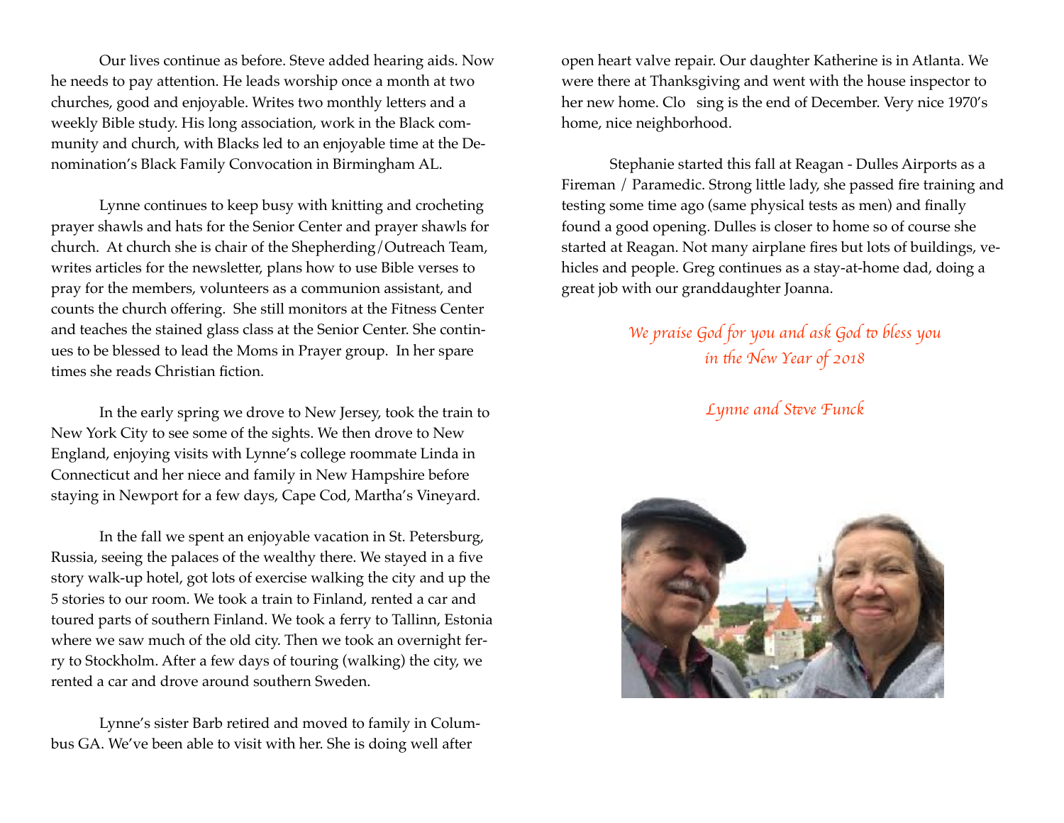Our lives continue as before. Steve added hearing aids. Now he needs to pay attention. He leads worship once a month at two churches, good and enjoyable. Writes two monthly letters and a weekly Bible study. His long association, work in the Black community and church, with Blacks led to an enjoyable time at the Denomination's Black Family Convocation in Birmingham AL.

Lynne continues to keep busy with knitting and crocheting prayer shawls and hats for the Senior Center and prayer shawls for church. At church she is chair of the Shepherding/Outreach Team, writes articles for the newsletter, plans how to use Bible verses to pray for the members, volunteers as a communion assistant, and counts the church offering. She still monitors at the Fitness Center and teaches the stained glass class at the Senior Center. She continues to be blessed to lead the Moms in Prayer group. In her spare times she reads Christian fiction.

In the early spring we drove to New Jersey, took the train to New York City to see some of the sights. We then drove to New England, enjoying visits with Lynne's college roommate Linda in Connecticut and her niece and family in New Hampshire before staying in Newport for a few days, Cape Cod, Martha's Vineyard.

In the fall we spent an enjoyable vacation in St. Petersburg, Russia, seeing the palaces of the wealthy there. We stayed in a five story walk-up hotel, got lots of exercise walking the city and up the 5 stories to our room. We took a train to Finland, rented a car and toured parts of southern Finland. We took a ferry to Tallinn, Estonia where we saw much of the old city. Then we took an overnight ferry to Stockholm. After a few days of touring (walking) the city, we rented a car and drove around southern Sweden.

Lynne's sister Barb retired and moved to family in Columbus GA. We've been able to visit with her. She is doing well after open heart valve repair. Our daughter Katherine is in Atlanta. We were there at Thanksgiving and went with the house inspector to her new home. Closing is the end of December. Very nice 1970's home, nice neighborhood.

Stephanie started this fall at Reagan - Dulles Airports as a Fireman / Paramedic. Strong little lady, she passed fire training and testing some time ago (same physical tests as men) and finally found a good opening. Dulles is closer to home so of course she started at Reagan. Not many airplane fires but lots of buildings, vehicles and people. Greg continues as a stay-at-home dad, doing a great job with our granddaughter Joanna.

*We praise God for you and ask God to bless you in the New Year of 2018*

*Lynne and Steve Funck*